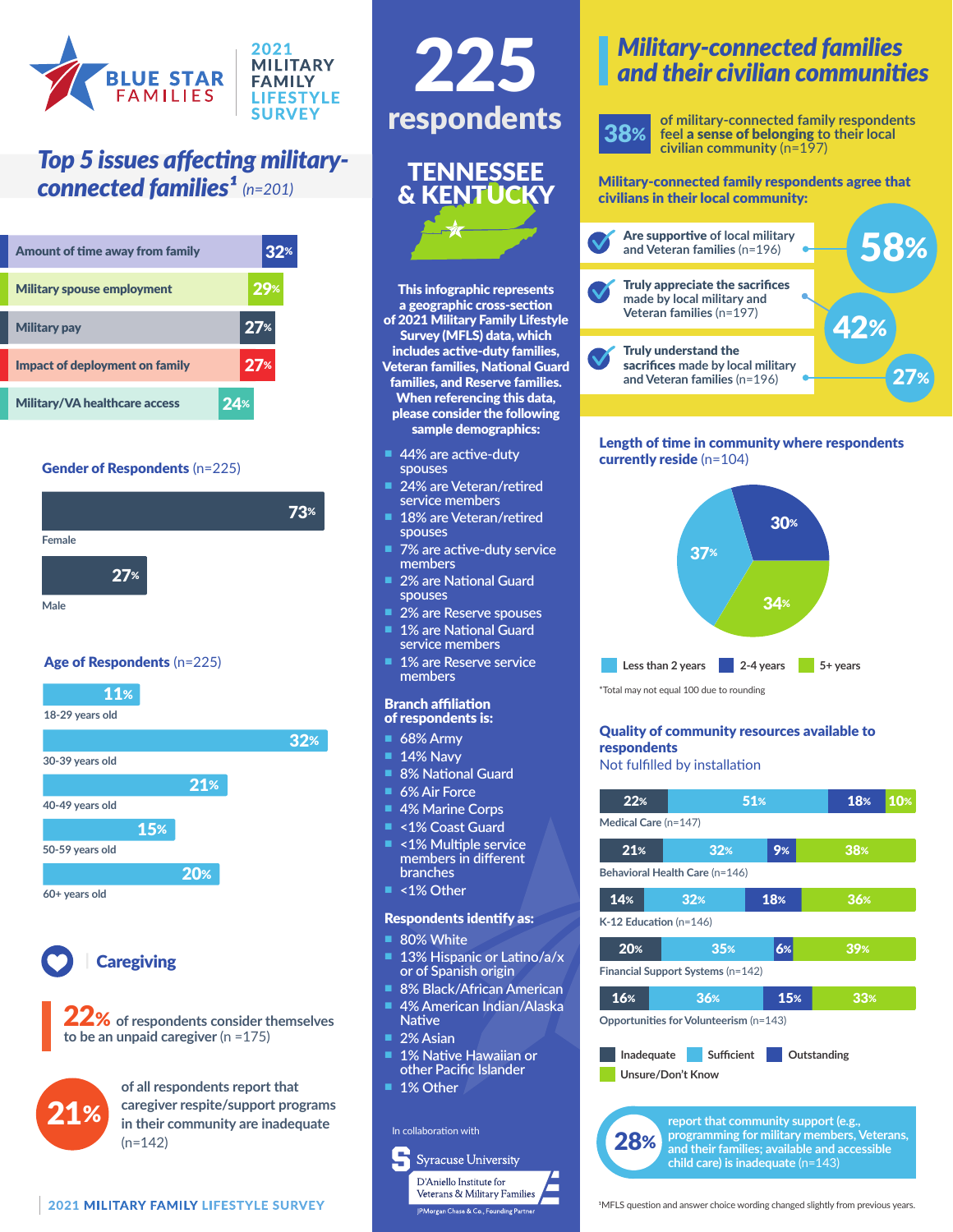# BLUE STAR FAMILIES — 2021 MILITARY FAMILY LIFESTYLE SURVEY

## *Top 5 issues affecting military-connected families*[1] (n=201)

| Issue | % |
|---|---|
| Amount of time away from family | 32% |
| Military spouse employment | 29% |
| Military pay | 27% |
| Impact of deployment on family | 27% |
| Military/VA healthcare access | 24% |

### Gender of Respondents (n=225)

| Gender | % |
|---|---|
| Female | 73% |
| Male | 27% |

### Age of Respondents (n=225)

| Age | % |
|---|---|
| 18-29 years old | 11% |
| 30-39 years old | 32% |
| 40-49 years old | 21% |
| 50-59 years old | 15% |
| 60+ years old | 20% |

### Caregiving

**22%** of respondents consider themselves to be an unpaid caregiver (n =175)

**21%** of all respondents report that caregiver respite/support programs in their community are inadequate (n=142)

# 225 respondents

## TENNESSEE & KENTUCKY

**This infographic represents a geographic cross-section of 2021 Military Family Lifestyle Survey (MFLS) data, which includes active-duty families, Veteran families, National Guard families, and Reserve families. When referencing this data, please consider the following sample demographics:**

- 44% are active-duty spouses
- 24% are Veteran/retired service members
- 18% are Veteran/retired spouses
- 7% are active-duty service members
- 2% are National Guard spouses
- 2% are Reserve spouses
- 1% are National Guard service members
- 1% are Reserve service members

**Branch affiliation of respondents is:**

- 68% Army
- 14% Navy
- 8% National Guard
- 6% Air Force
- 4% Marine Corps
- <1% Coast Guard
- <1% Multiple service members in different branches
- <1% Other

**Respondents identify as:**

- 80% White
- 13% Hispanic or Latino/a/x or of Spanish origin
- 8% Black/African American
- 4% American Indian/Alaska Native
- 2% Asian
- 1% Native Hawaiian or other Pacific Islander
- 1% Other

In collaboration with Syracuse University D'Aniello Institute for Veterans & Military Families, JPMorgan Chase & Co., Founding Partner

## *Military-connected families and their civilian communities*

**38%** of military-connected family respondents feel **a sense of belonging** to their local civilian community (n=197)

**Military-connected family respondents agree that civilians in their local community:**

| Statement | % |
|---|---|
| **Are supportive** of local military and Veteran families (n=196) | 58% |
| **Truly appreciate the sacrifices** made by local military and Veteran families (n=197) | 42% |
| **Truly understand the** sacrifices made by local military and Veteran families (n=196) | 27% |

### Length of time in community where respondents currently reside (n=104)

| Length of time | % |
|---|---|
| Less than 2 years | 37% |
| 2-4 years | 30% |
| 5+ years | 34% |

*Total may not equal 100 due to rounding

### Quality of community resources available to respondents
Not fulfilled by installation

| Resource | Inadequate | Sufficient | Outstanding | Unsure/Don't Know |
|---|---|---|---|---|
| Medical Care (n=147) | 22% | 51% | 18% | 10% |
| Behavioral Health Care (n=146) | 21% | 32% | 9% | 38% |
| K-12 Education (n=146) | 14% | 32% | 18% | 36% |
| Financial Support Systems (n=142) | 20% | 35% | 6% | 39% |
| Opportunities for Volunteerism (n=143) | 16% | 36% | 15% | 33% |

**28%** report that community support (e.g., programming for military members, Veterans, and their families; available and accessible child care) is inadequate (n=143)

[1] MFLS question and answer choice wording changed slightly from previous years.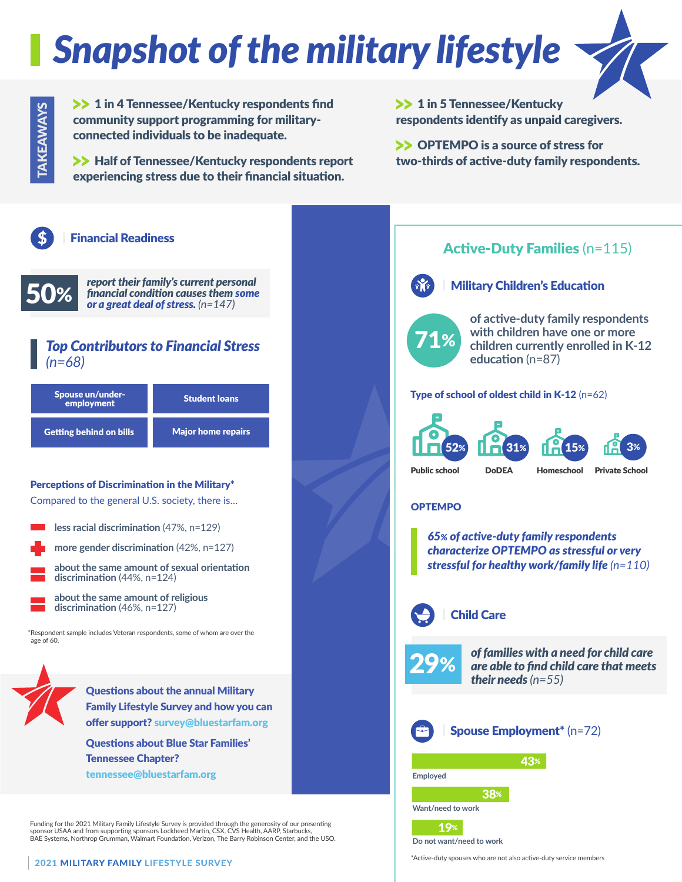# Snapshot of the military lifestyle

## TAKEAWAYS

>> 1 in 4 Tennessee/Kentucky respondents find community support programming for military-connected individuals to be inadequate.

>> Half of Tennessee/Kentucky respondents report experiencing stress due to their financial situation.

>> 1 in 5 Tennessee/Kentucky respondents identify as unpaid caregivers.

>> OPTEMPO is a source of stress for two-thirds of active-duty family respondents.

## Financial Readiness

**50%** *report their family's current personal financial condition causes them **some or a great deal of stress.*** *(n=147)*

### *Top Contributors to Financial Stress (n=68)*

- Spouse un/under-employment
- Student loans
- Getting behind on bills
- Major home repairs

**Perceptions of Discrimination in the Military***

Compared to the general U.S. society, there is...

- less racial discrimination (47%, n=129)
- more gender discrimination (42%, n=127)
- about the same amount of sexual orientation discrimination (44%, n=124)
- about the same amount of religious discrimination (46%, n=127)

*Respondent sample includes Veteran respondents, some of whom are over the age of 60.

**Questions about the annual Military Family Lifestyle Survey and how you can offer support?** survey@bluestarfam.org

**Questions about Blue Star Families' Tennessee Chapter?** tennessee@bluestarfam.org

## Active-Duty Families (n=115)

### Military Children's Education

**71%** of active-duty family respondents with children have one or more children currently enrolled in K-12 education (n=87)

**Type of school of oldest child in K-12** (n=62)

52% Public school

31% DoDEA

15% Homeschool

3% Private School

### OPTEMPO

***65% of active-duty family respondents characterize OPTEMPO as stressful or very stressful for healthy work/family life*** *(n=110)*

### Child Care

**29%** ***of families with a need for child care are able to find child care that meets their needs*** *(n=55)*

### Spouse Employment* (n=72)

43% Employed

38% Want/need to work

19% Do not want/need to work

*Active-duty spouses who are not also active-duty service members

Funding for the 2021 Military Family Lifestyle Survey is provided through the generosity of our presenting sponsor USAA and from supporting sponsors Lockheed Martin, CSX, CVS Health, AARP, Starbucks, BAE Systems, Northrop Grumman, Walmart Foundation, Verizon, The Barry Robinson Center, and the USO.